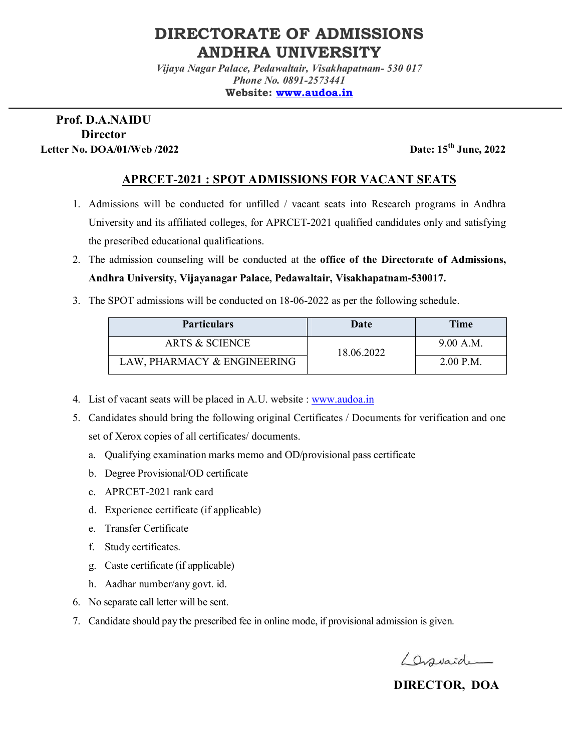# DIRECTORATE OF ADMISSIONS
# ANDHRA UNIVERSITY

*Vijaya Nagar Palace, Pedawaltair, Visakhapatnam- 530 017*
*Phone No. 0891-2573441*
**Website: www.audoa.in**

---

**Prof. D.A.NAIDU**
**Director**

**Letter No. DOA/01/Web /2022** **Date: 15th June, 2022**

## APRCET-2021 : SPOT ADMISSIONS FOR VACANT SEATS

1. Admissions will be conducted for unfilled / vacant seats into Research programs in Andhra University and its affiliated colleges, for APRCET-2021 qualified candidates only and satisfying the prescribed educational qualifications.
2. The admission counseling will be conducted at the **office of the Directorate of Admissions, Andhra University, Vijayanagar Palace, Pedawaltair, Visakhapatnam-530017.**
3. The SPOT admissions will be conducted on 18-06-2022 as per the following schedule.

| Particulars | Date | Time |
|---|---|---|
| ARTS & SCIENCE | 18.06.2022 | 9.00 A.M. |
| LAW, PHARMACY & ENGINEERING | | 2.00 P.M. |

4. List of vacant seats will be placed in A.U. website : www.audoa.in
5. Candidates should bring the following original Certificates / Documents for verification and one set of Xerox copies of all certificates/ documents.
   a. Qualifying examination marks memo and OD/provisional pass certificate
   b. Degree Provisional/OD certificate
   c. APRCET-2021 rank card
   d. Experience certificate (if applicable)
   e. Transfer Certificate
   f. Study certificates.
   g. Caste certificate (if applicable)
   h. Aadhar number/any govt. id.
6. No separate call letter will be sent.
7. Candidate should pay the prescribed fee in online mode, if provisional admission is given.

**DIRECTOR, DOA**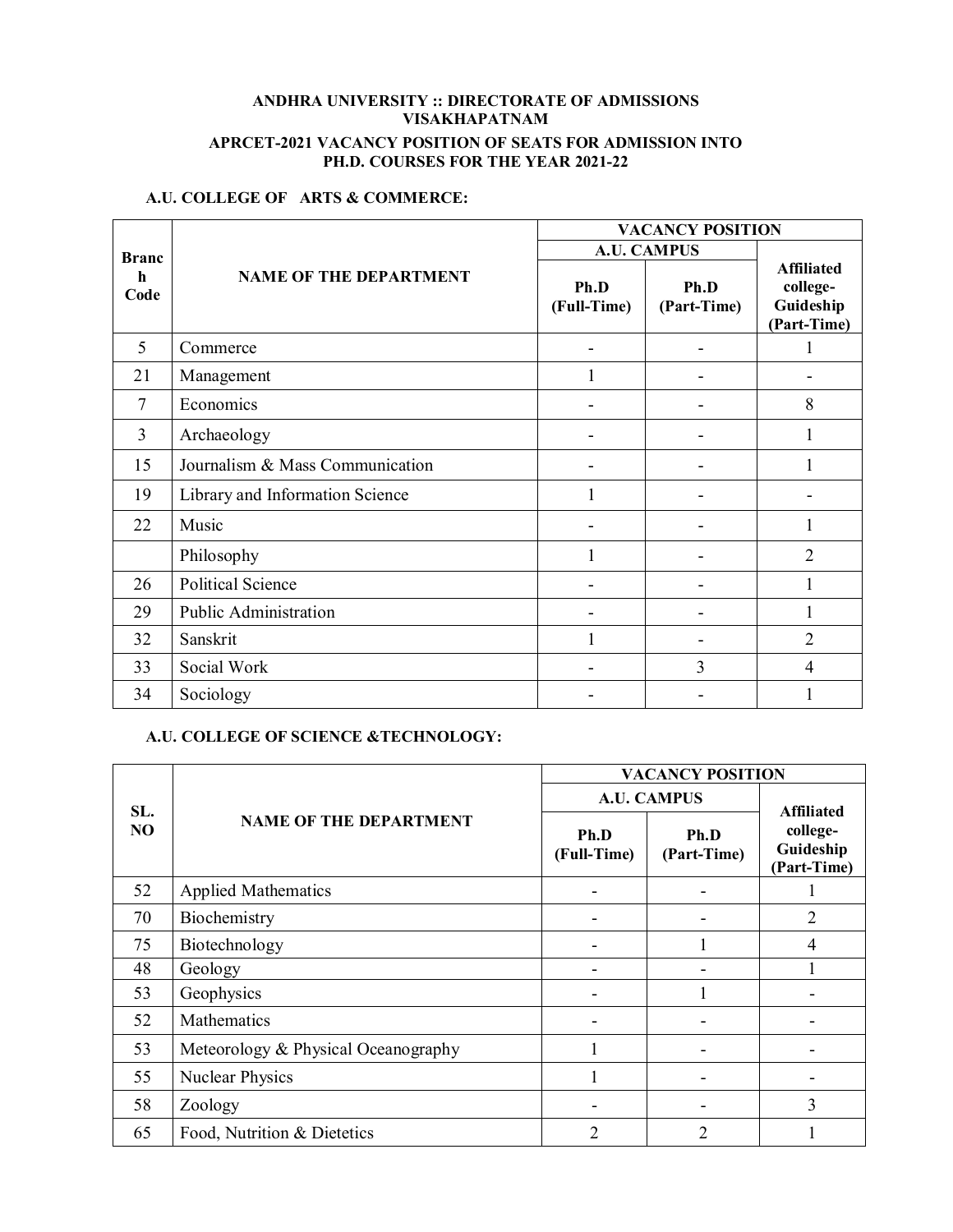**ANDHRA UNIVERSITY :: DIRECTORATE OF ADMISSIONS**
**VISAKHAPATNAM**

**APRCET-2021 VACANCY POSITION OF SEATS FOR ADMISSION INTO PH.D. COURSES FOR THE YEAR 2021-22**

**A.U. COLLEGE OF ARTS & COMMERCE:**

| Branch Code | NAME OF THE DEPARTMENT | VACANCY POSITION | | |
|---|---|---|---|---|
| | | A.U. CAMPUS | | Affiliated college-Guideship (Part-Time) |
| | | Ph.D (Full-Time) | Ph.D (Part-Time) | |
| 5 | Commerce | - | - | 1 |
| 21 | Management | 1 | - | - |
| 7 | Economics | - | - | 8 |
| 3 | Archaeology | - | - | 1 |
| 15 | Journalism & Mass Communication | - | - | 1 |
| 19 | Library and Information Science | 1 | - | - |
| 22 | Music | - | - | 1 |
| | Philosophy | 1 | - | 2 |
| 26 | Political Science | - | - | 1 |
| 29 | Public Administration | - | - | 1 |
| 32 | Sanskrit | 1 | - | 2 |
| 33 | Social Work | - | 3 | 4 |
| 34 | Sociology | - | - | 1 |

**A.U. COLLEGE OF SCIENCE &TECHNOLOGY:**

| SL. NO | NAME OF THE DEPARTMENT | VACANCY POSITION | | |
|---|---|---|---|---|
| | | A.U. CAMPUS | | Affiliated college-Guideship (Part-Time) |
| | | Ph.D (Full-Time) | Ph.D (Part-Time) | |
| 52 | Applied Mathematics | - | - | 1 |
| 70 | Biochemistry | - | - | 2 |
| 75 | Biotechnology | - | 1 | 4 |
| 48 | Geology | - | - | 1 |
| 53 | Geophysics | - | 1 | - |
| 52 | Mathematics | - | - | - |
| 53 | Meteorology & Physical Oceanography | 1 | - | - |
| 55 | Nuclear Physics | 1 | - | - |
| 58 | Zoology | - | - | 3 |
| 65 | Food, Nutrition & Dietetics | 2 | 2 | 1 |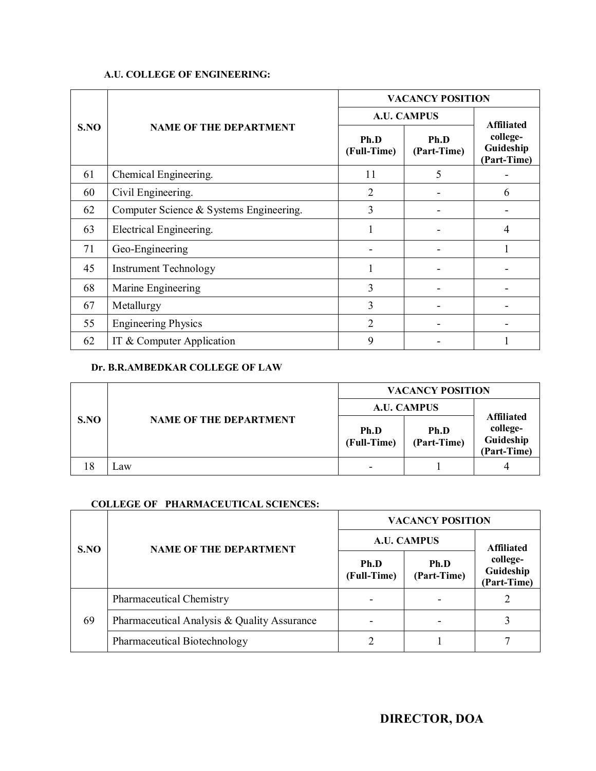**A.U. COLLEGE OF ENGINEERING:**

| S.NO | NAME OF THE DEPARTMENT | VACANCY POSITION | | |
|---|---|---|---|---|
| | | A.U. CAMPUS | | Affiliated college-Guideship (Part-Time) |
| | | Ph.D (Full-Time) | Ph.D (Part-Time) | |
| 61 | Chemical Engineering. | 11 | 5 | - |
| 60 | Civil Engineering. | 2 | - | 6 |
| 62 | Computer Science & Systems Engineering. | 3 | - | - |
| 63 | Electrical Engineering. | 1 | - | 4 |
| 71 | Geo-Engineering | - | - | 1 |
| 45 | Instrument Technology | 1 | - | - |
| 68 | Marine Engineering | 3 | - | - |
| 67 | Metallurgy | 3 | - | - |
| 55 | Engineering Physics | 2 | - | - |
| 62 | IT & Computer Application | 9 | - | 1 |

**Dr. B.R.AMBEDKAR COLLEGE OF LAW**

| S.NO | NAME OF THE DEPARTMENT | VACANCY POSITION | | |
|---|---|---|---|---|
| | | A.U. CAMPUS | | Affiliated college-Guideship (Part-Time) |
| | | Ph.D (Full-Time) | Ph.D (Part-Time) | |
| 18 | Law | - | 1 | 4 |

**COLLEGE OF PHARMACEUTICAL SCIENCES:**

| S.NO | NAME OF THE DEPARTMENT | VACANCY POSITION | | |
|---|---|---|---|---|
| | | A.U. CAMPUS | | Affiliated college-Guideship (Part-Time) |
| | | Ph.D (Full-Time) | Ph.D (Part-Time) | |
| 69 | Pharmaceutical Chemistry | - | - | 2 |
| | Pharmaceutical Analysis & Quality Assurance | - | - | 3 |
| | Pharmaceutical Biotechnology | 2 | 1 | 7 |

**DIRECTOR, DOA**